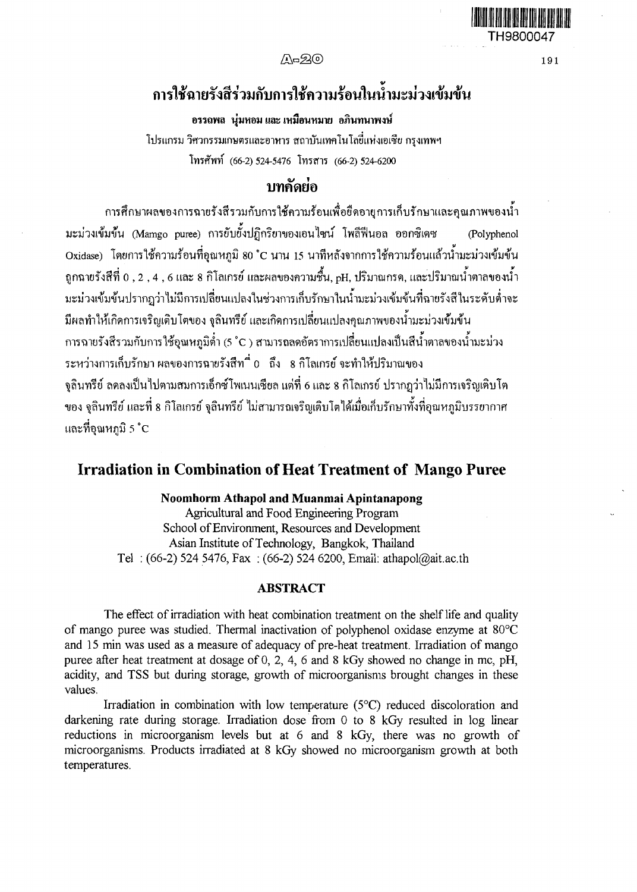# การใช้ฉายรังสีร่วมกับการใช้ความร้อนในน้ำมะม่วงเข้มข้น

**อรรถพล นุ่มหอม และ เหมือนหมาย อภินทนาพงษ์**

โปรแกรม วิศวกรรมเกษตรและอาหาร สถาบันเทคโนโลยีแห่งเอเชีย กรุงเทพฯ

โทรศัพท์ (66-2) 524-5476 โทรสาร (66-2) 524-6200

## บทคัดย่อ

การศึกษาผลของการฉายรังสีรวมกับการใช้ความร้อนเพื่อยืดอายุการเก็บรักษาและคุณภาพของน้ำมะม่วงเข้มข้น (Mamgo puree) การยับยั้งปฏิกิริยาของเอนไซน์ โพลีฟีนอล ออกซิเดซ (Polyphenol Oxidase) โดยการใช้ความร้อนที่อุณหภูมิ 80 °C นาน 15 นาทีหลังจากการใช้ความร้อนแล้วน้ำมะม่วงเข้มข้นถูกฉายรังสีที่ 0 , 2 , 4 , 6 และ 8 กิโลเกรย์ และผลของความชื้น, pH, ปริมาณกรด, และปริมาณน้ำตาลของน้ำมะม่วงเข้มข้นปรากฏว่าไม่มีการเปลี่ยนแปลงในช่วงการเก็บรักษาในน้ำมะม่วงเข้มข้นที่ฉายรังสีในระดับต่ำจะมีผลทำให้เกิดการเจริญเติบโตของ จุลินทรีย์ และเกิดการเปลี่ยนแปลงคุณภาพของน้ำมะม่วงเข้มข้น การฉายรังสีรวมกับการใช้อุณหภูมิต่ำ (5 °C ) สามารถลดอัตราการเปลี่ยนแปลงเป็นสีน้ำตาลของน้ำมะม่วงระหว่างการเก็บรักษา ผลของการฉายรังสีที่ 0 ถึง 8 กิโลเกรย์ จะทำให้ปริมาณของจุลินทรีย์ ลดลงเป็นไปตามสมการเอ็กซ์โพเนนเชียล แต่ที่ 6 และ 8 กิโลเกรย์ ปรากฏว่าไม่มีการเจริญเติบโตของ จุลินทรีย์ และที่ 8 กิโลเกรย์ จุลินทรีย์ ไม่สามารถเจริญเติบโตได้เมื่อเก็บรักษาทั้งที่อุณหภูมิบรรยากาศและที่อุณหภูมิ 5 °C

# Irradiation in Combination of Heat Treatment of Mango Puree

**Noomhorm Athapol and Muanmai Apintanapong**

Agricultural and Food Engineering Program

School of Environment, Resources and Development

Asian Institute of Technology, Bangkok, Thailand

Tel : (66-2) 524 5476, Fax : (66-2) 524 6200, Email: athapol@ait.ac.th

## ABSTRACT

The effect of irradiation with heat combination treatment on the shelf life and quality of mango puree was studied. Thermal inactivation of polyphenol oxidase enzyme at 80°C and 15 min was used as a measure of adequacy of pre-heat treatment. Irradiation of mango puree after heat treatment at dosage of 0, 2, 4, 6 and 8 kGy showed no change in mc, pH, acidity, and TSS but during storage, growth of microorganisms brought changes in these values.

Irradiation in combination with low temperature (5°C) reduced discoloration and darkening rate during storage. Irradiation dose from 0 to 8 kGy resulted in log linear reductions in microorganism levels but at 6 and 8 kGy, there was no growth of microorganisms. Products irradiated at 8 kGy showed no microorganism growth at both temperatures.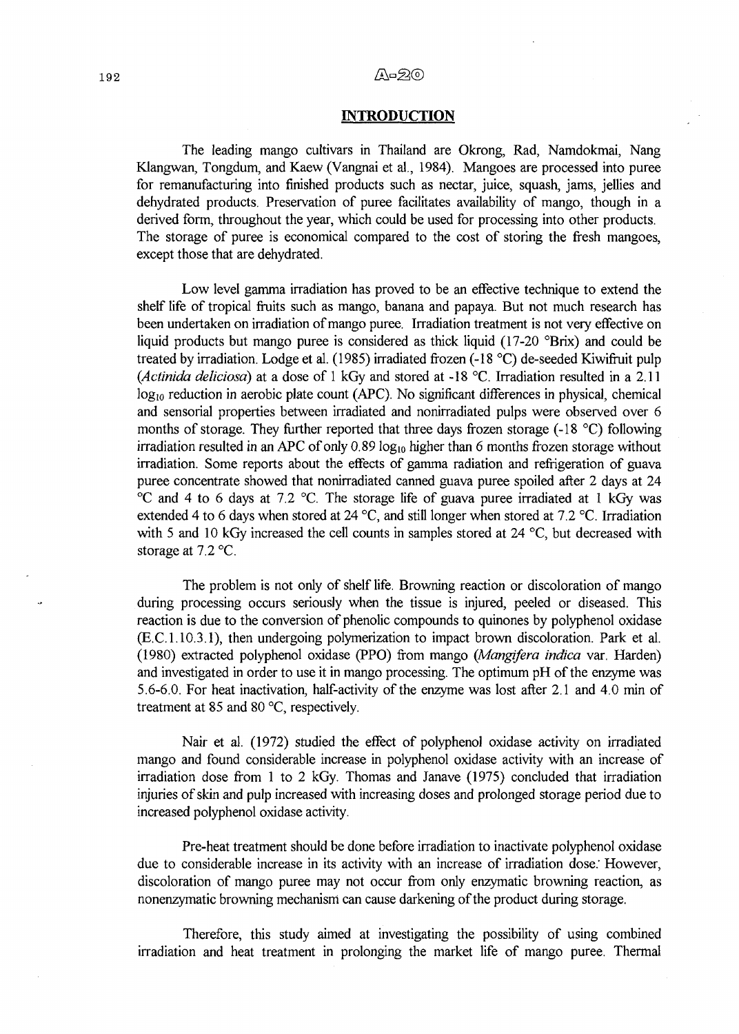## INTRODUCTION

The leading mango cultivars in Thailand are Okrong, Rad, Namdokmai, Nang Klangwan, Tongdum, and Kaew (Vangnai et al., 1984). Mangoes are processed into puree for remanufacturing into finished products such as nectar, juice, squash, jams, jellies and dehydrated products. Preservation of puree facilitates availability of mango, though in a derived form, throughout the year, which could be used for processing into other products. The storage of puree is economical compared to the cost of storing the fresh mangoes, except those that are dehydrated.

Low level gamma irradiation has proved to be an effective technique to extend the shelf life of tropical fruits such as mango, banana and papaya. But not much research has been undertaken on irradiation of mango puree. Irradiation treatment is not very effective on liquid products but mango puree is considered as thick liquid (17-20 °Brix) and could be treated by irradiation. Lodge et al. (1985) irradiated frozen (-18 °C) de-seeded Kiwifruit pulp (*Actinida deliciosa*) at a dose of 1 kGy and stored at -18 °C. Irradiation resulted in a 2.11 $\log_{10}$ reduction in aerobic plate count (APC). No significant differences in physical, chemical and sensorial properties between irradiated and nonirradiated pulps were observed over 6 months of storage. They further reported that three days frozen storage (-18 °C) following irradiation resulted in an APC of only 0.89 $\log_{10}$ higher than 6 months frozen storage without irradiation. Some reports about the effects of gamma radiation and refrigeration of guava puree concentrate showed that nonirradiated canned guava puree spoiled after 2 days at 24 °C and 4 to 6 days at 7.2 °C. The storage life of guava puree irradiated at 1 kGy was extended 4 to 6 days when stored at 24 °C, and still longer when stored at 7.2 °C. Irradiation with 5 and 10 kGy increased the cell counts in samples stored at 24 °C, but decreased with storage at 7.2 °C.

The problem is not only of shelf life. Browning reaction or discoloration of mango during processing occurs seriously when the tissue is injured, peeled or diseased. This reaction is due to the conversion of phenolic compounds to quinones by polyphenol oxidase (E.C.1.10.3.1), then undergoing polymerization to impact brown discoloration. Park et al. (1980) extracted polyphenol oxidase (PPO) from mango (*Mangifera indica* var. Harden) and investigated in order to use it in mango processing. The optimum pH of the enzyme was 5.6-6.0. For heat inactivation, half-activity of the enzyme was lost after 2.1 and 4.0 min of treatment at 85 and 80 °C, respectively.

Nair et al. (1972) studied the effect of polyphenol oxidase activity on irradiated mango and found considerable increase in polyphenol oxidase activity with an increase of irradiation dose from 1 to 2 kGy. Thomas and Janave (1975) concluded that irradiation injuries of skin and pulp increased with increasing doses and prolonged storage period due to increased polyphenol oxidase activity.

Pre-heat treatment should be done before irradiation to inactivate polyphenol oxidase due to considerable increase in its activity with an increase of irradiation dose. However, discoloration of mango puree may not occur from only enzymatic browning reaction, as nonenzymatic browning mechanism can cause darkening of the product during storage.

Therefore, this study aimed at investigating the possibility of using combined irradiation and heat treatment in prolonging the market life of mango puree. Thermal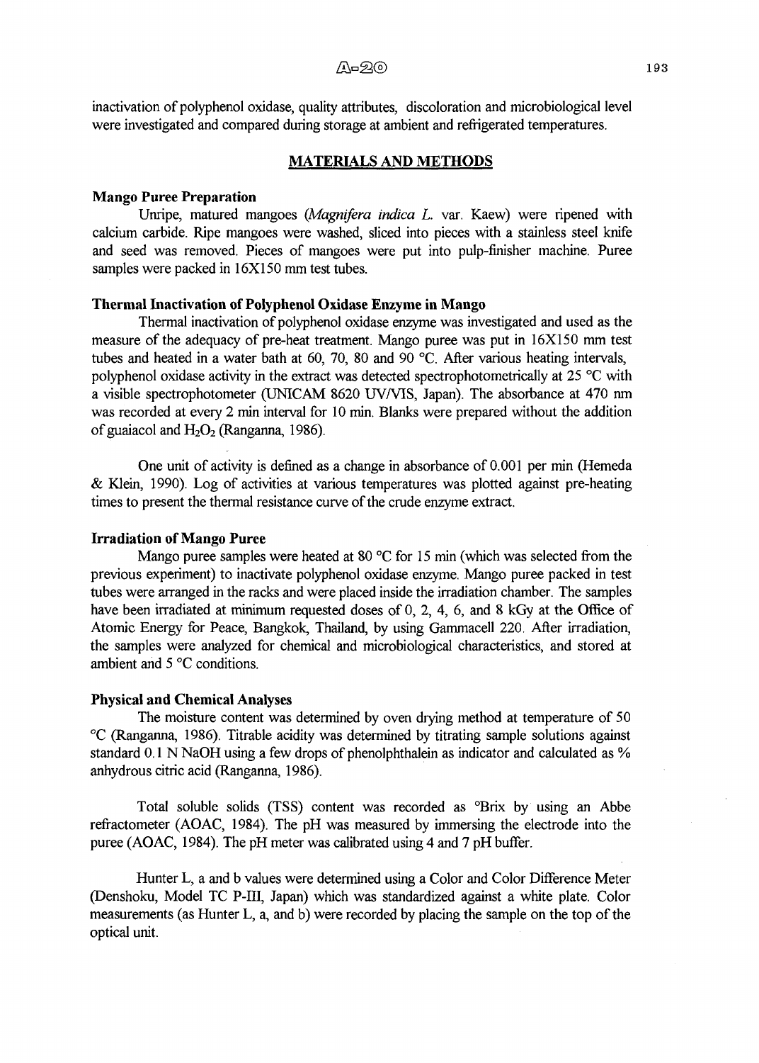inactivation of polyphenol oxidase, quality attributes, discoloration and microbiological level were investigated and compared during storage at ambient and refrigerated temperatures.

## MATERIALS AND METHODS

### Mango Puree Preparation

Unripe, matured mangoes (*Magnifera indica L.* var. Kaew) were ripened with calcium carbide. Ripe mangoes were washed, sliced into pieces with a stainless steel knife and seed was removed. Pieces of mangoes were put into pulp-finisher machine. Puree samples were packed in 16X150 mm test tubes.

### Thermal Inactivation of Polyphenol Oxidase Enzyme in Mango

Thermal inactivation of polyphenol oxidase enzyme was investigated and used as the measure of the adequacy of pre-heat treatment. Mango puree was put in 16X150 mm test tubes and heated in a water bath at 60, 70, 80 and 90 °C. After various heating intervals, polyphenol oxidase activity in the extract was detected spectrophotometrically at 25 °C with a visible spectrophotometer (UNICAM 8620 UV/VIS, Japan). The absorbance at 470 nm was recorded at every 2 min interval for 10 min. Blanks were prepared without the addition of guaiacol and $H_2O_2$ (Ranganna, 1986).

One unit of activity is defined as a change in absorbance of 0.001 per min (Hemeda & Klein, 1990). Log of activities at various temperatures was plotted against pre-heating times to present the thermal resistance curve of the crude enzyme extract.

### Irradiation of Mango Puree

Mango puree samples were heated at 80 °C for 15 min (which was selected from the previous experiment) to inactivate polyphenol oxidase enzyme. Mango puree packed in test tubes were arranged in the racks and were placed inside the irradiation chamber. The samples have been irradiated at minimum requested doses of 0, 2, 4, 6, and 8 kGy at the Office of Atomic Energy for Peace, Bangkok, Thailand, by using Gammacell 220. After irradiation, the samples were analyzed for chemical and microbiological characteristics, and stored at ambient and 5 °C conditions.

### Physical and Chemical Analyses

The moisture content was determined by oven drying method at temperature of 50 °C (Ranganna, 1986). Titrable acidity was determined by titrating sample solutions against standard 0.1 N NaOH using a few drops of phenolphthalein as indicator and calculated as % anhydrous citric acid (Ranganna, 1986).

Total soluble solids (TSS) content was recorded as °Brix by using an Abbe refractometer (AOAC, 1984). The pH was measured by immersing the electrode into the puree (AOAC, 1984). The pH meter was calibrated using 4 and 7 pH buffer.

Hunter L, a and b values were determined using a Color and Color Difference Meter (Denshoku, Model TC P-III, Japan) which was standardized against a white plate. Color measurements (as Hunter L, a, and b) were recorded by placing the sample on the top of the optical unit.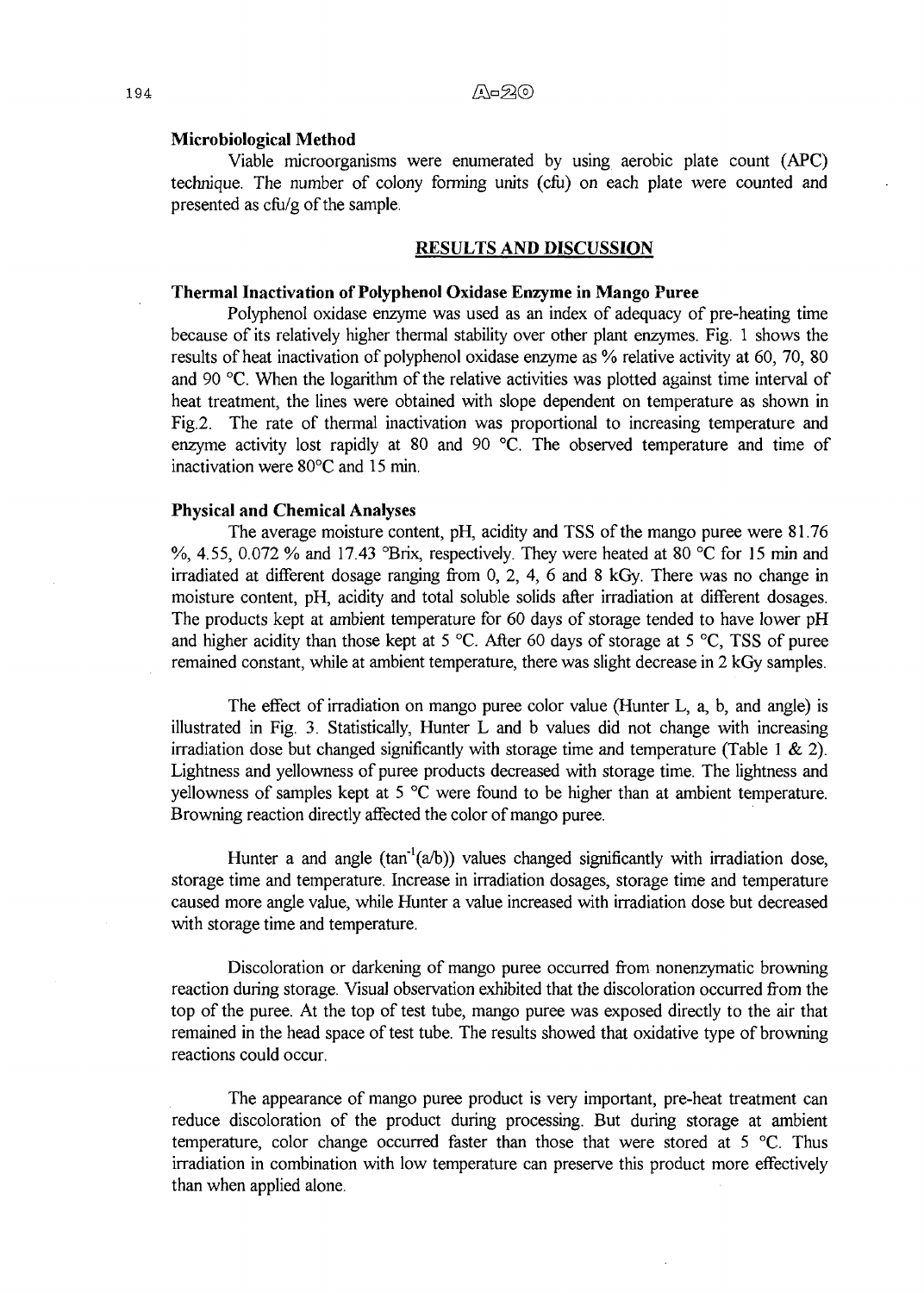### Microbiological Method

Viable microorganisms were enumerated by using aerobic plate count (APC) technique. The number of colony forming units (cfu) on each plate were counted and presented as cfu/g of the sample.

## RESULTS AND DISCUSSION

### Thermal Inactivation of Polyphenol Oxidase Enzyme in Mango Puree

Polyphenol oxidase enzyme was used as an index of adequacy of pre-heating time because of its relatively higher thermal stability over other plant enzymes. Fig. 1 shows the results of heat inactivation of polyphenol oxidase enzyme as % relative activity at 60, 70, 80 and 90 °C. When the logarithm of the relative activities was plotted against time interval of heat treatment, the lines were obtained with slope dependent on temperature as shown in Fig.2. The rate of thermal inactivation was proportional to increasing temperature and enzyme activity lost rapidly at 80 and 90 °C. The observed temperature and time of inactivation were 80°C and 15 min.

### Physical and Chemical Analyses

The average moisture content, pH, acidity and TSS of the mango puree were 81.76 %, 4.55, 0.072 % and 17.43 °Brix, respectively. They were heated at 80 °C for 15 min and irradiated at different dosage ranging from 0, 2, 4, 6 and 8 kGy. There was no change in moisture content, pH, acidity and total soluble solids after irradiation at different dosages. The products kept at ambient temperature for 60 days of storage tended to have lower pH and higher acidity than those kept at 5 °C. After 60 days of storage at 5 °C, TSS of puree remained constant, while at ambient temperature, there was slight decrease in 2 kGy samples.

The effect of irradiation on mango puree color value (Hunter L, a, b, and angle) is illustrated in Fig. 3. Statistically, Hunter L and b values did not change with increasing irradiation dose but changed significantly with storage time and temperature (Table 1 & 2). Lightness and yellowness of puree products decreased with storage time. The lightness and yellowness of samples kept at 5 °C were found to be higher than at ambient temperature. Browning reaction directly affected the color of mango puree.

Hunter a and angle ($\tan^{-1}(a/b)$) values changed significantly with irradiation dose, storage time and temperature. Increase in irradiation dosages, storage time and temperature caused more angle value, while Hunter a value increased with irradiation dose but decreased with storage time and temperature.

Discoloration or darkening of mango puree occurred from nonenzymatic browning reaction during storage. Visual observation exhibited that the discoloration occurred from the top of the puree. At the top of test tube, mango puree was exposed directly to the air that remained in the head space of test tube. The results showed that oxidative type of browning reactions could occur.

The appearance of mango puree product is very important, pre-heat treatment can reduce discoloration of the product during processing. But during storage at ambient temperature, color change occurred faster than those that were stored at 5 °C. Thus irradiation in combination with low temperature can preserve this product more effectively than when applied alone.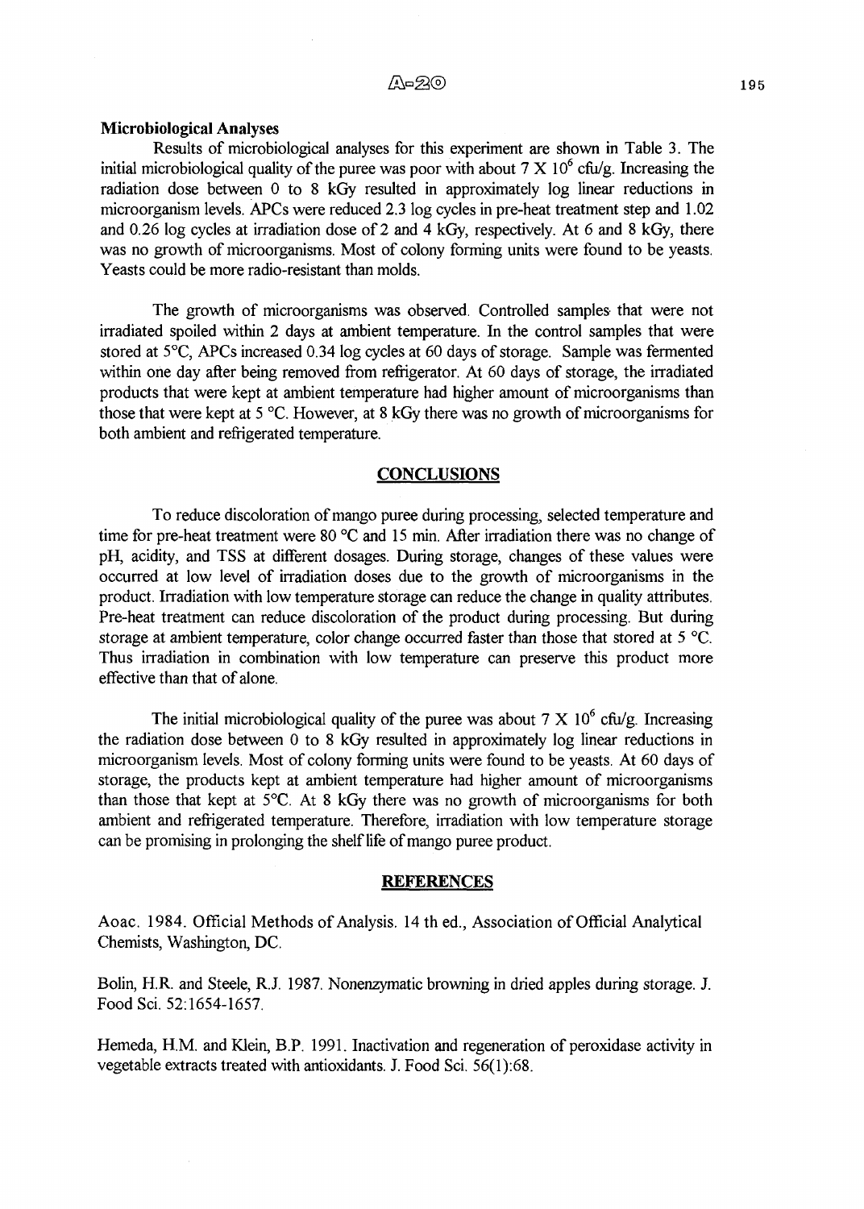**Microbiological Analyses**

Results of microbiological analyses for this experiment are shown in Table 3. The initial microbiological quality of the puree was poor with about 7 X $10^6$ cfu/g. Increasing the radiation dose between 0 to 8 kGy resulted in approximately log linear reductions in microorganism levels. APCs were reduced 2.3 log cycles in pre-heat treatment step and 1.02 and 0.26 log cycles at irradiation dose of 2 and 4 kGy, respectively. At 6 and 8 kGy, there was no growth of microorganisms. Most of colony forming units were found to be yeasts. Yeasts could be more radio-resistant than molds.

The growth of microorganisms was observed. Controlled samples that were not irradiated spoiled within 2 days at ambient temperature. In the control samples that were stored at 5°C, APCs increased 0.34 log cycles at 60 days of storage. Sample was fermented within one day after being removed from refrigerator. At 60 days of storage, the irradiated products that were kept at ambient temperature had higher amount of microorganisms than those that were kept at 5 °C. However, at 8 kGy there was no growth of microorganisms for both ambient and refrigerated temperature.

## CONCLUSIONS

To reduce discoloration of mango puree during processing, selected temperature and time for pre-heat treatment were 80 °C and 15 min. After irradiation there was no change of pH, acidity, and TSS at different dosages. During storage, changes of these values were occurred at low level of irradiation doses due to the growth of microorganisms in the product. Irradiation with low temperature storage can reduce the change in quality attributes. Pre-heat treatment can reduce discoloration of the product during processing. But during storage at ambient temperature, color change occurred faster than those that stored at 5 °C. Thus irradiation in combination with low temperature can preserve this product more effective than that of alone.

The initial microbiological quality of the puree was about 7 X $10^6$ cfu/g. Increasing the radiation dose between 0 to 8 kGy resulted in approximately log linear reductions in microorganism levels. Most of colony forming units were found to be yeasts. At 60 days of storage, the products kept at ambient temperature had higher amount of microorganisms than those that kept at 5°C. At 8 kGy there was no growth of microorganisms for both ambient and refrigerated temperature. Therefore, irradiation with low temperature storage can be promising in prolonging the shelf life of mango puree product.

## REFERENCES

Aoac. 1984. Official Methods of Analysis. 14 th ed., Association of Official Analytical Chemists, Washington, DC.

Bolin, H.R. and Steele, R.J. 1987. Nonenzymatic browning in dried apples during storage. J. Food Sci. 52:1654-1657.

Hemeda, H.M. and Klein, B.P. 1991. Inactivation and regeneration of peroxidase activity in vegetable extracts treated with antioxidants. J. Food Sci. 56(1):68.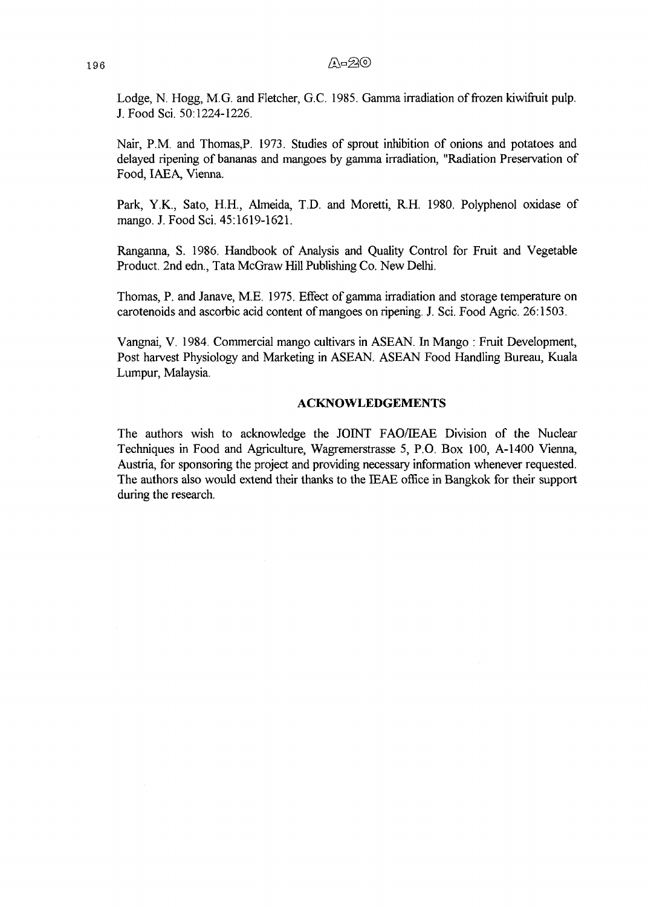Lodge, N. Hogg, M.G. and Fletcher, G.C. 1985. Gamma irradiation of frozen kiwifruit pulp. J. Food Sci. 50:1224-1226.

Nair, P.M. and Thomas,P. 1973. Studies of sprout inhibition of onions and potatoes and delayed ripening of bananas and mangoes by gamma irradiation, "Radiation Preservation of Food, IAEA, Vienna.

Park, Y.K., Sato, H.H., Almeida, T.D. and Moretti, R.H. 1980. Polyphenol oxidase of mango. J. Food Sci. 45:1619-1621.

Ranganna, S. 1986. Handbook of Analysis and Quality Control for Fruit and Vegetable Product. 2nd edn., Tata McGraw Hill Publishing Co. New Delhi.

Thomas, P. and Janave, M.E. 1975. Effect of gamma irradiation and storage temperature on carotenoids and ascorbic acid content of mangoes on ripening. J. Sci. Food Agric. 26:1503.

Vangnai, V. 1984. Commercial mango cultivars in ASEAN. In Mango : Fruit Development, Post harvest Physiology and Marketing in ASEAN. ASEAN Food Handling Bureau, Kuala Lumpur, Malaysia.

## ACKNOWLEDGEMENTS

The authors wish to acknowledge the JOINT FAO/IEAE Division of the Nuclear Techniques in Food and Agriculture, Wagremerstrasse 5, P.O. Box 100, A-1400 Vienna, Austria, for sponsoring the project and providing necessary information whenever requested. The authors also would extend their thanks to the IEAE office in Bangkok for their support during the research.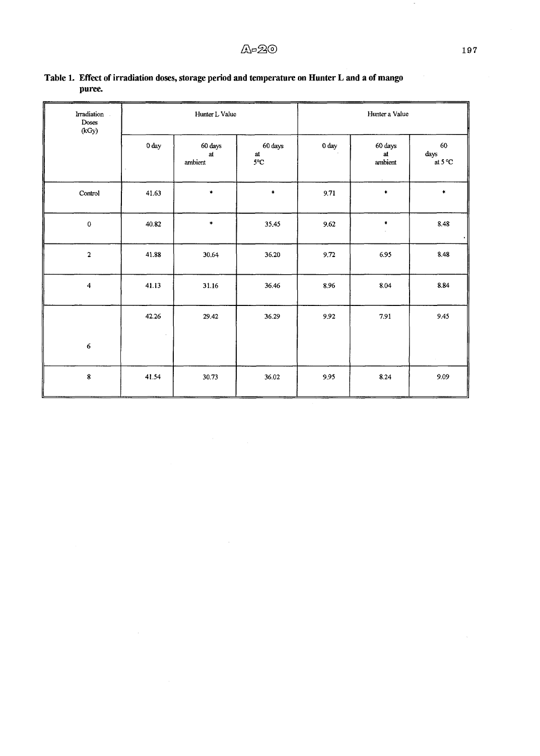**Table 1. Effect of irradiation doses, storage period and temperature on Hunter L and a of mango puree.**

| Irradiation Doses (kGy) | Hunter L Value | | | Hunter a Value | | |
|---|---|---|---|---|---|---|
| | 0 day | 60 days at ambient | 60 days at 5°C | 0 day | 60 days at ambient | 60 days at 5 °C |
| Control | 41.63 | * | * | 9.71 | * | * |
| 0 | 40.82 | * | 35.45 | 9.62 | * | 8.48 |
| 2 | 41.88 | 30.64 | 36.20 | 9.72 | 6.95 | 8.48 |
| 4 | 41.13 | 31.16 | 36.46 | 8.96 | 8.04 | 8.84 |
| 6 | 42.26 | 29.42 | 36.29 | 9.92 | 7.91 | 9.45 |
| 8 | 41.54 | 30.73 | 36.02 | 9.95 | 8.24 | 9.09 |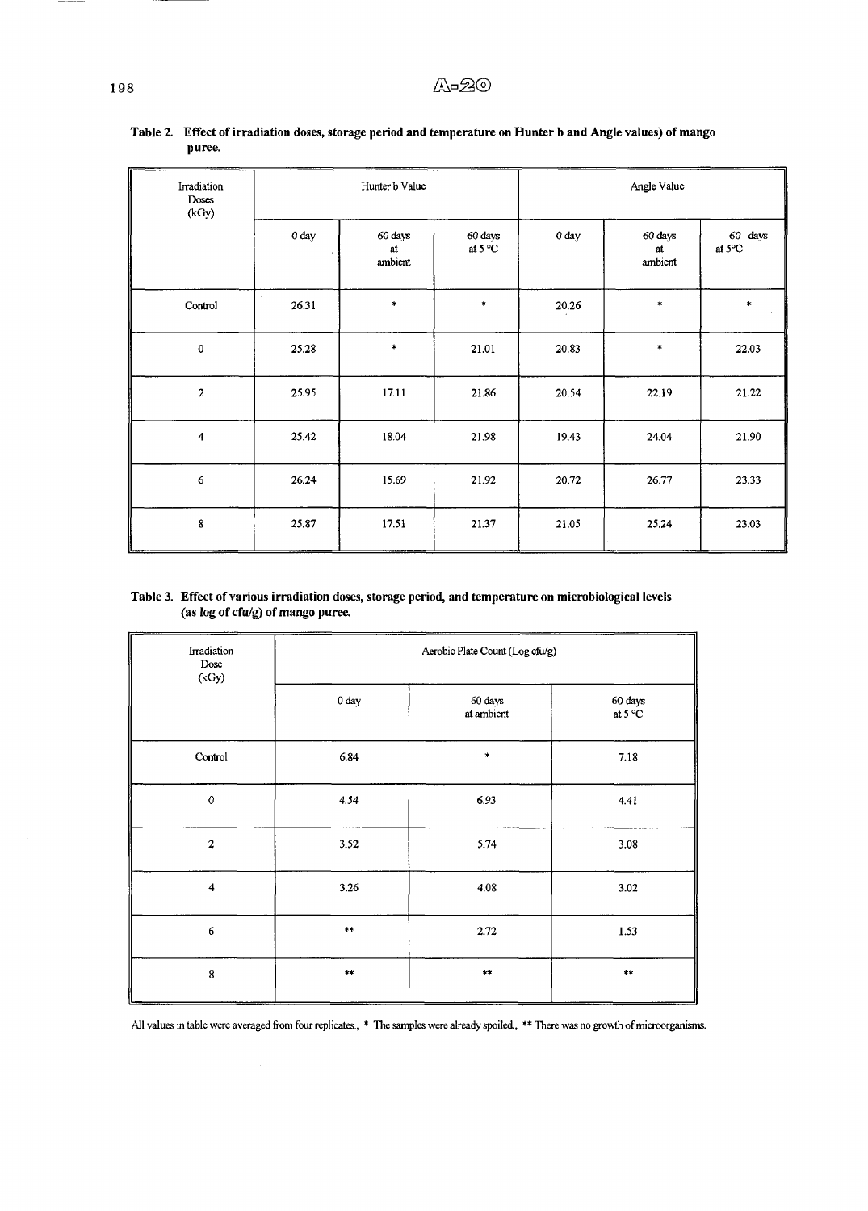**Table 2. Effect of irradiation doses, storage period and temperature on Hunter b and Angle values) of mango puree.**

| Irradiation Doses (kGy) | Hunter b Value | | | Angle Value | | |
|---|---|---|---|---|---|---|
| | 0 day | 60 days at ambient | 60 days at 5 °C | 0 day | 60 days at ambient | 60 days at 5°C |
| Control | 26.31 | * | * | 20.26 | * | * |
| 0 | 25.28 | * | 21.01 | 20.83 | * | 22.03 |
| 2 | 25.95 | 17.11 | 21.86 | 20.54 | 22.19 | 21.22 |
| 4 | 25.42 | 18.04 | 21.98 | 19.43 | 24.04 | 21.90 |
| 6 | 26.24 | 15.69 | 21.92 | 20.72 | 26.77 | 23.33 |
| 8 | 25.87 | 17.51 | 21.37 | 21.05 | 25.24 | 23.03 |

**Table 3. Effect of various irradiation doses, storage period, and temperature on microbiological levels (as log of cfu/g) of mango puree.**

| Irradiation Dose (kGy) | Aerobic Plate Count (Log cfu/g) | | |
|---|---|---|---|
| | 0 day | 60 days at ambient | 60 days at 5 °C |
| Control | 6.84 | * | 7.18 |
| 0 | 4.54 | 6.93 | 4.41 |
| 2 | 3.52 | 5.74 | 3.08 |
| 4 | 3.26 | 4.08 | 3.02 |
| 6 | ** | 2.72 | 1.53 |
| 8 | ** | ** | ** |

All values in table were averaged from four replicates., * The samples were already spoiled., ** There was no growth of microorganisms.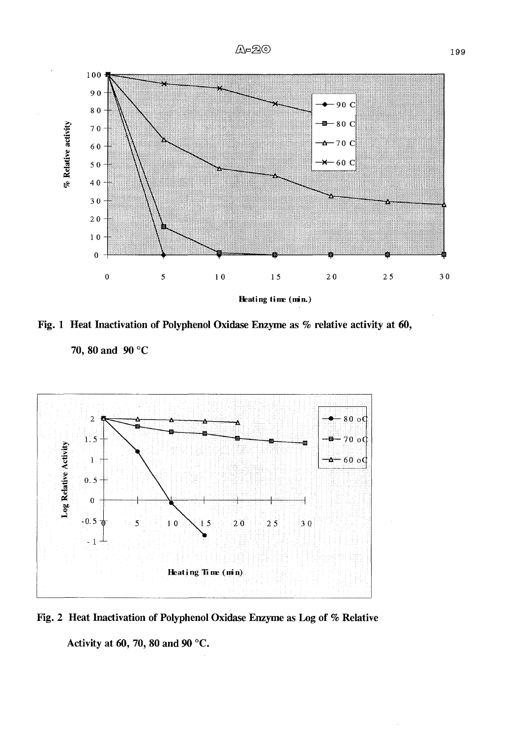Fig. 1 Heat Inactivation of Polyphenol Oxidase Enzyme as % relative activity at 60, 70, 80 and 90 °C

Fig. 2 Heat Inactivation of Polyphenol Oxidase Enzyme as Log of % Relative Activity at 60, 70, 80 and 90 °C.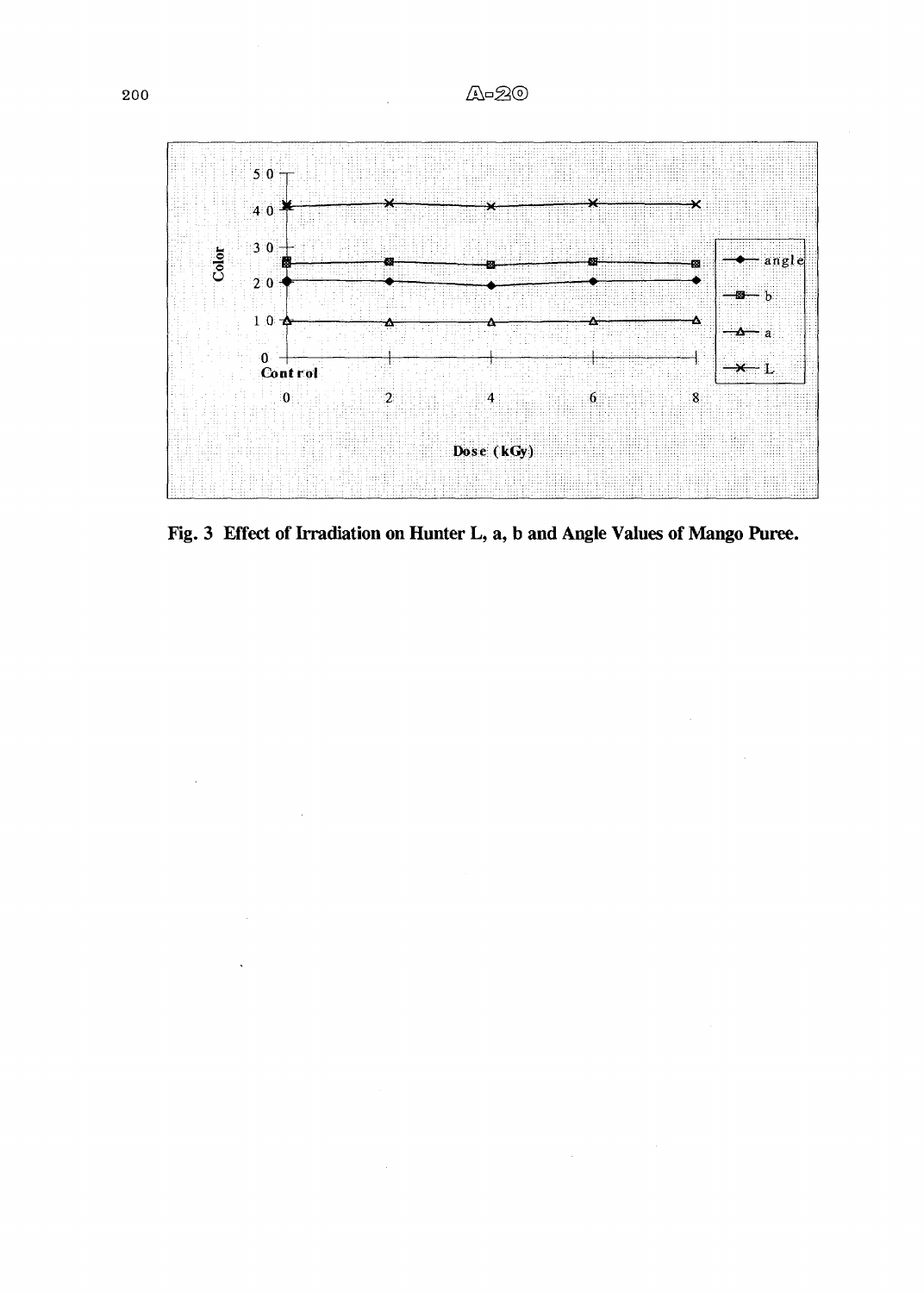Color

50
40
30
20
10
0

Control

0
2
4
6
8

Dose (kGy)

angle
b
a
L

Fig. 3 Effect of Irradiation on Hunter L, a, b and Angle Values of Mango Puree.